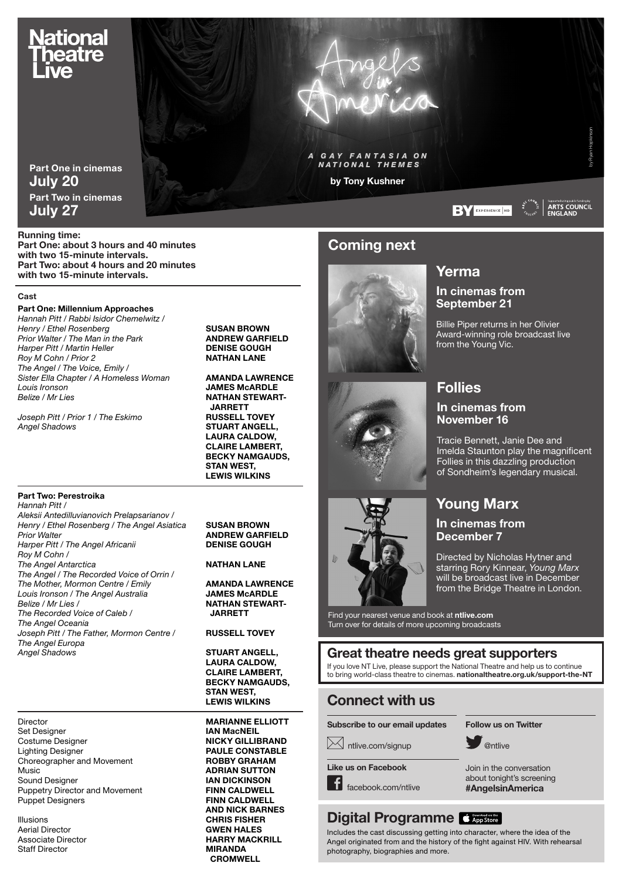# National Theatre Live

**Part One in cinemas**
**July 20**
**Part Two in cinemas**
**July 27**

# Angels in America

*A GAY FANTASIA ON NATIONAL THEMES*

**by Tony Kushner**

by Ryan Hopkinson

BY EXPERIENCE HD

Supported using public funding by ARTS COUNCIL ENGLAND

**Running time:**
**Part One: about 3 hours and 40 minutes with two 15-minute intervals.**
**Part Two: about 4 hours and 20 minutes with two 15-minute intervals.**

## Cast

### Part One: Millennium Approaches

| Role | Actor |
|---|---|
| *Hannah Pitt / Rabbi Isidor Chemelwitz / Henry / Ethel Rosenberg* | **SUSAN BROWN** |
| *Prior Walter / The Man in the Park* | **ANDREW GARFIELD** |
| *Harper Pitt / Martin Heller* | **DENISE GOUGH** |
| *Roy M Cohn / Prior 2* | **NATHAN LANE** |
| *The Angel / The Voice, Emily / Sister Ella Chapter / A Homeless Woman* | **AMANDA LAWRENCE** |
| *Louis Ironson* | **JAMES McARDLE** |
| *Belize / Mr Lies* | **NATHAN STEWART-JARRETT** |
| *Joseph Pitt / Prior 1 / The Eskimo* | **RUSSELL TOVEY** |
| *Angel Shadows* | **STUART ANGELL, LAURA CALDOW, CLAIRE LAMBERT, BECKY NAMGAUDS, STAN WEST, LEWIS WILKINS** |

### Part Two: Perestroika

| Role | Actor |
|---|---|
| *Hannah Pitt / Aleksii Antedilluvianovich Prelapsarianov / Henry / Ethel Rosenberg / The Angel Asiatica* | **SUSAN BROWN** |
| *Prior Walter* | **ANDREW GARFIELD** |
| *Harper Pitt / The Angel Africanii* | **DENISE GOUGH** |
| *Roy M Cohn / The Angel Antarctica* | **NATHAN LANE** |
| *The Angel / The Recorded Voice of Orrin / The Mother, Mormon Centre / Emily* | **AMANDA LAWRENCE** |
| *Louis Ironson / The Angel Australia* | **JAMES McARDLE** |
| *Belize / Mr Lies / The Recorded Voice of Caleb / The Angel Oceania* | **NATHAN STEWART-JARRETT** |
| *Joseph Pitt / The Father, Mormon Centre / The Angel Europa* | **RUSSELL TOVEY** |
| *Angel Shadows* | **STUART ANGELL, LAURA CALDOW, CLAIRE LAMBERT, BECKY NAMGAUDS, STAN WEST, LEWIS WILKINS** |

| Role | Name |
|---|---|
| Director | **MARIANNE ELLIOTT** |
| Set Designer | **IAN MacNEIL** |
| Costume Designer | **NICKY GILLIBRAND** |
| Lighting Designer | **PAULE CONSTABLE** |
| Choreographer and Movement | **ROBBY GRAHAM** |
| Music | **ADRIAN SUTTON** |
| Sound Designer | **IAN DICKINSON** |
| Puppetry Director and Movement | **FINN CALDWELL** |
| Puppet Designers | **FINN CALDWELL AND NICK BARNES** |
| Illusions | **CHRIS FISHER** |
| Aerial Director | **GWEN HALES** |
| Associate Director | **HARRY MACKRILL** |
| Staff Director | **MIRANDA CROMWELL** |

## Coming next

### Yerma

**In cinemas from September 21**

Billie Piper returns in her Olivier Award-winning role broadcast live from the Young Vic.

### Follies

**In cinemas from November 16**

Tracie Bennett, Janie Dee and Imelda Staunton play the magnificent Follies in this dazzling production of Sondheim's legendary musical.

### Young Marx

**In cinemas from December 7**

Directed by Nicholas Hytner and starring Rory Kinnear, *Young Marx* will be broadcast live in December from the Bridge Theatre in London.

Find your nearest venue and book at **ntlive.com**
Turn over for details of more upcoming broadcasts

## Great theatre needs great supporters

If you love NT Live, please support the National Theatre and help us to continue to bring world-class theatre to cinemas. **nationaltheatre.org.uk/support-the-NT**

## Connect with us

**Subscribe to our email updates**
ntlive.com/signup

**Like us on Facebook**
facebook.com/ntlive

**Follow us on Twitter**
@ntlive

Join in the conversation about tonight's screening **#AngelsinAmerica**

## Digital Programme

Download on the App Store

Includes the cast discussing getting into character, where the idea of the Angel originated from and the history of the fight against HIV. With rehearsal photography, biographies and more.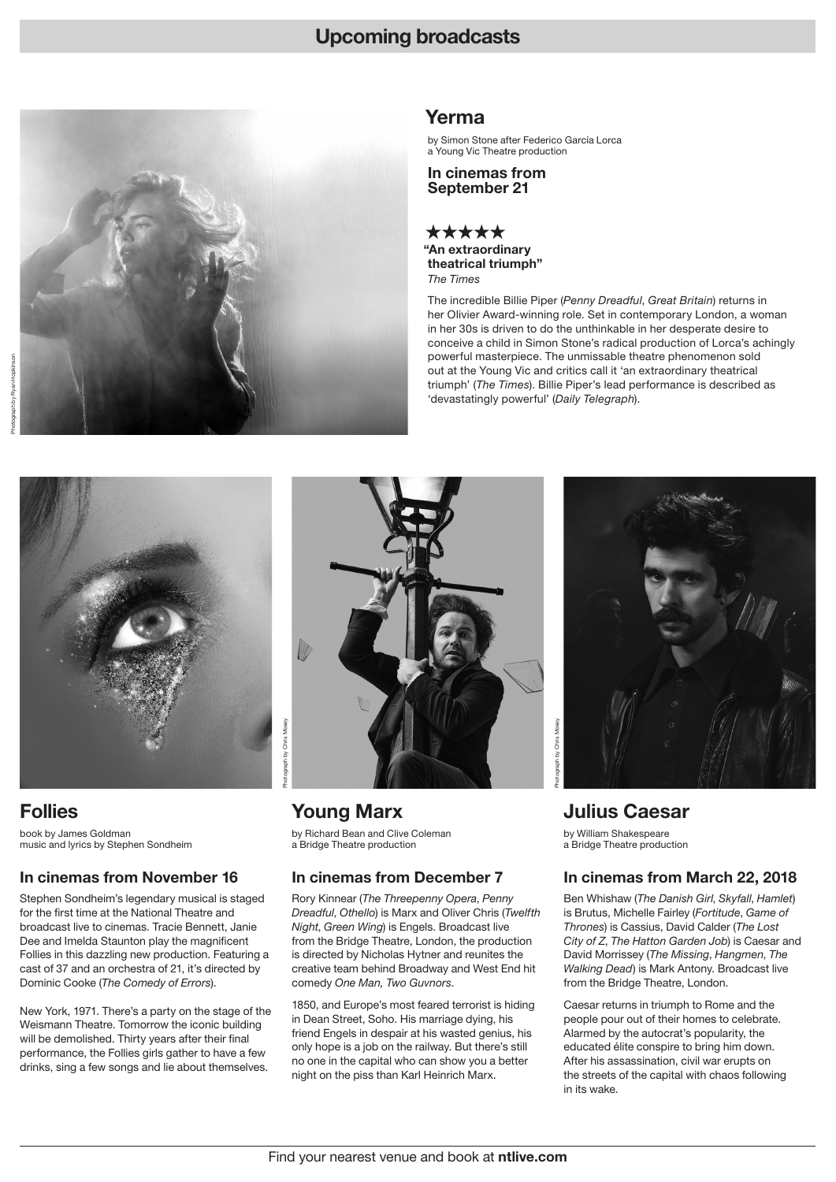# Upcoming broadcasts

Photograph by Ryan Hopkinson

## Yerma

by Simon Stone after Federico García Lorca
a Young Vic Theatre production

**In cinemas from September 21**

★★★★★
**"An extraordinary theatrical triumph"**
*The Times*

The incredible Billie Piper (*Penny Dreadful*, *Great Britain*) returns in her Olivier Award-winning role. Set in contemporary London, a woman in her 30s is driven to do the unthinkable in her desperate desire to conceive a child in Simon Stone's radical production of Lorca's achingly powerful masterpiece. The unmissable theatre phenomenon sold out at the Young Vic and critics call it 'an extraordinary theatrical triumph' (*The Times*). Billie Piper's lead performance is described as 'devastatingly powerful' (*Daily Telegraph*).

## Follies

book by James Goldman
music and lyrics by Stephen Sondheim

### In cinemas from November 16

Stephen Sondheim's legendary musical is staged for the first time at the National Theatre and broadcast live to cinemas. Tracie Bennett, Janie Dee and Imelda Staunton play the magnificent Follies in this dazzling new production. Featuring a cast of 37 and an orchestra of 21, it's directed by Dominic Cooke (*The Comedy of Errors*).

New York, 1971. There's a party on the stage of the Weismann Theatre. Tomorrow the iconic building will be demolished. Thirty years after their final performance, the Follies girls gather to have a few drinks, sing a few songs and lie about themselves.

Photograph by Chris Mosey

## Young Marx

by Richard Bean and Clive Coleman
a Bridge Theatre production

### In cinemas from December 7

Rory Kinnear (*The Threepenny Opera*, *Penny Dreadful*, *Othello*) is Marx and Oliver Chris (*Twelfth Night*, *Green Wing*) is Engels. Broadcast live from the Bridge Theatre, London, the production is directed by Nicholas Hytner and reunites the creative team behind Broadway and West End hit comedy *One Man, Two Guvnors*.

1850, and Europe's most feared terrorist is hiding in Dean Street, Soho. His marriage dying, his friend Engels in despair at his wasted genius, his only hope is a job on the railway. But there's still no one in the capital who can show you a better night on the piss than Karl Heinrich Marx.

Photograph by Chris Mosey

## Julius Caesar

by William Shakespeare
a Bridge Theatre production

### In cinemas from March 22, 2018

Ben Whishaw (*The Danish Girl*, *Skyfall*, *Hamlet*) is Brutus, Michelle Fairley (*Fortitude*, *Game of Thrones*) is Cassius, David Calder (*The Lost City of Z*, *The Hatton Garden Job*) is Caesar and David Morrissey (*The Missing*, *Hangmen*, *The Walking Dead*) is Mark Antony. Broadcast live from the Bridge Theatre, London.

Caesar returns in triumph to Rome and the people pour out of their homes to celebrate. Alarmed by the autocrat's popularity, the educated élite conspire to bring him down. After his assassination, civil war erupts on the streets of the capital with chaos following in its wake.

Find your nearest venue and book at **ntlive.com**